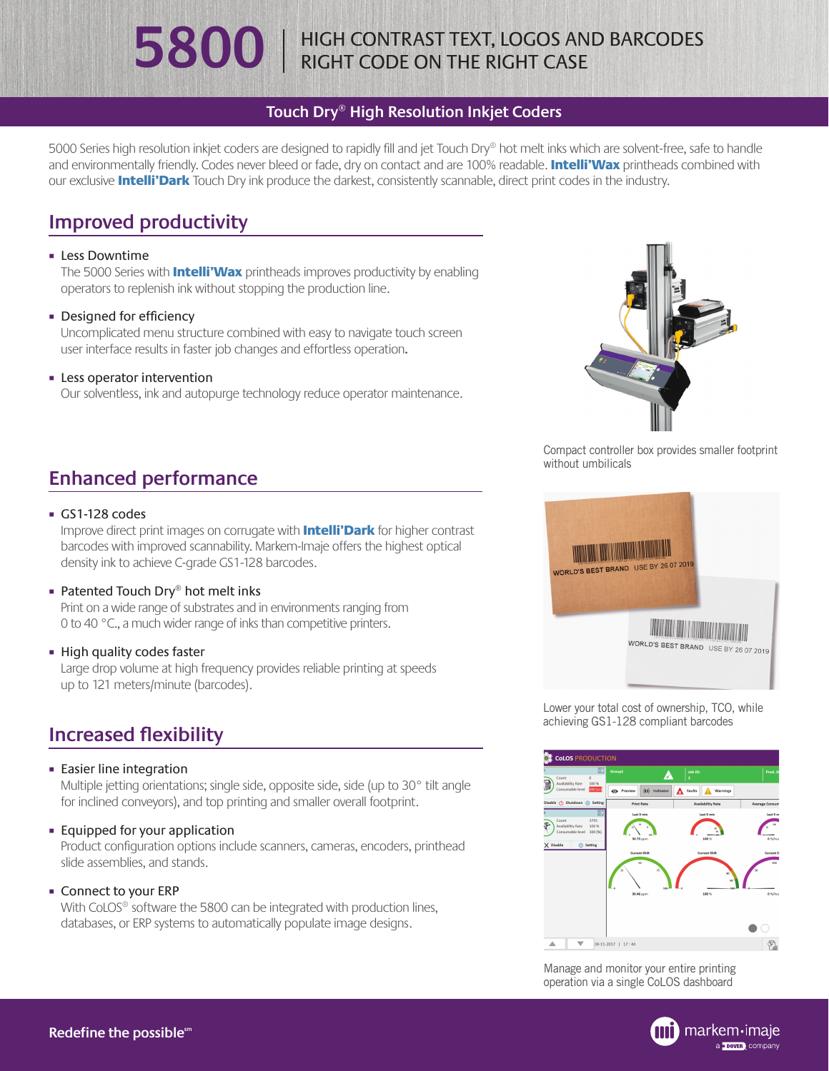# 5800 | HIGH CONTRAST TEXT, LOGOS AND BARCODES RIGHT CODE ON THE RIGHT CASE

## Touch Dry® High Resolution Inkjet Coders

5000 Series high resolution inkjet coders are designed to rapidly fill and jet Touch Dry® hot melt inks which are solvent-free, safe to handle and environmentally friendly. Codes never bleed or fade, dry on contact and are 100% readable. **Intelli'Wax** printheads combined with our exclusive **Intelli'Dark** Touch Dry ink produce the darkest, consistently scannable, direct print codes in the industry.

## Improved productivity

- Less Downtime
  The 5000 Series with **Intelli'Wax** printheads improves productivity by enabling operators to replenish ink without stopping the production line.
- Designed for efficiency
  Uncomplicated menu structure combined with easy to navigate touch screen user interface results in faster job changes and effortless operation.
- Less operator intervention
  Our solventless, ink and autopurge technology reduce operator maintenance.

Compact controller box provides smaller footprint without umbilicals

## Enhanced performance

- GS1-128 codes
  Improve direct print images on corrugate with **Intelli'Dark** for higher contrast barcodes with improved scannability. Markem-Imaje offers the highest optical density ink to achieve C-grade GS1-128 barcodes.
- Patented Touch Dry® hot melt inks
  Print on a wide range of substrates and in environments ranging from 0 to 40 °C., a much wider range of inks than competitive printers.
- High quality codes faster
  Large drop volume at high frequency provides reliable printing at speeds up to 121 meters/minute (barcodes).

Lower your total cost of ownership, TCO, while achieving GS1-128 compliant barcodes

## Increased flexibility

- Easier line integration
  Multiple jetting orientations; single side, opposite side, side (up to 30° tilt angle for inclined conveyors), and top printing and smaller overall footprint.
- Equipped for your application
  Product configuration options include scanners, cameras, encoders, printhead slide assemblies, and stands.
- Connect to your ERP
  With CoLOS® software the 5800 can be integrated with production lines, databases, or ERP systems to automatically populate image designs.

Manage and monitor your entire printing operation via a single CoLOS dashboard

Redefine the possible℠

markem-imaje a DOVER company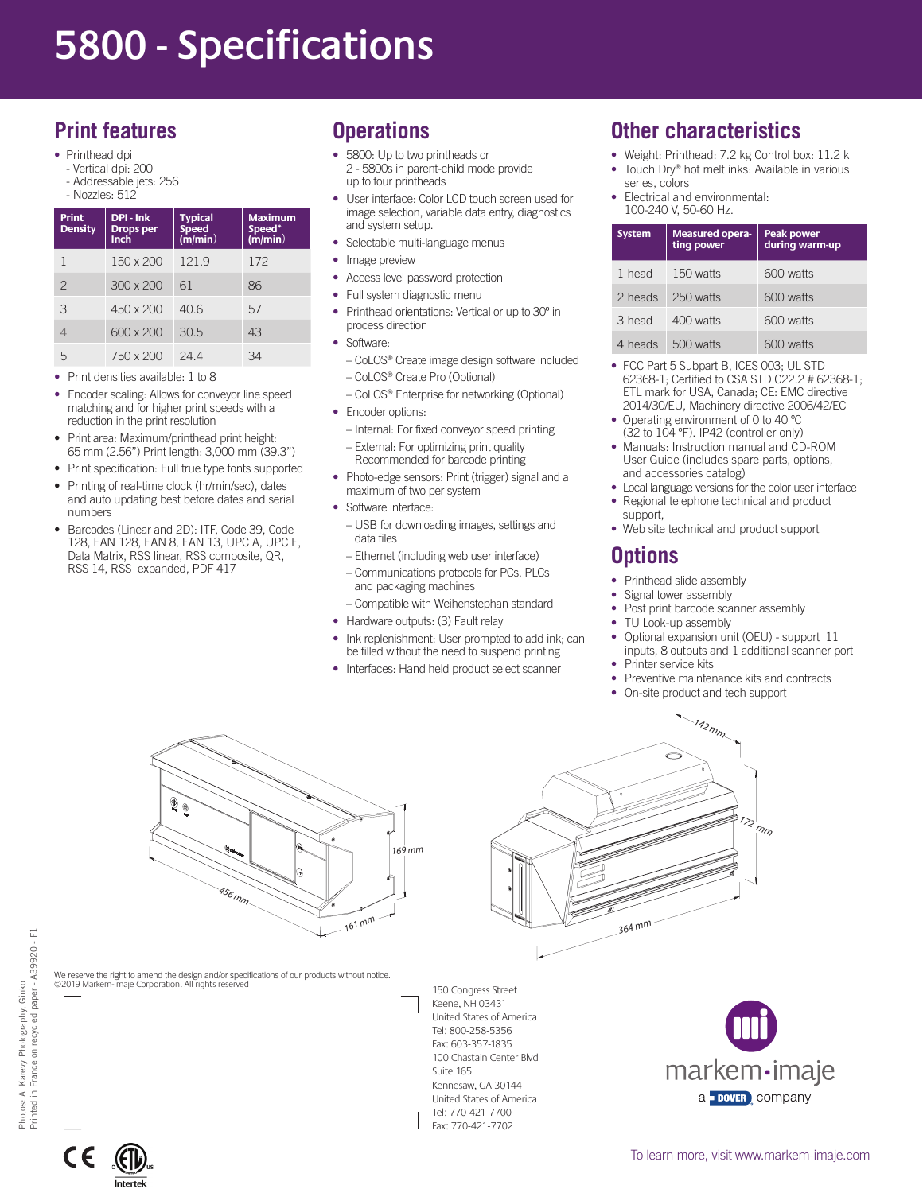# 5800 - Specifications

## Print features

- Printhead dpi
  - Vertical dpi: 200
  - Addressable jets: 256
  - Nozzles: 512

| Print Density | DPI - Ink Drops per Inch | Typical Speed (m/min) | Maximum Speed* (m/min) |
|---|---|---|---|
| 1 | 150 x 200 | 121.9 | 172 |
| 2 | 300 x 200 | 61 | 86 |
| 3 | 450 x 200 | 40.6 | 57 |
| 4 | 600 x 200 | 30.5 | 43 |
| 5 | 750 x 200 | 24.4 | 34 |

- Print densities available: 1 to 8
- Encoder scaling: Allows for conveyor line speed matching and for higher print speeds with a reduction in the print resolution
- Print area: Maximum/printhead print height: 65 mm (2.56") Print length: 3,000 mm (39.3")
- Print specification: Full true type fonts supported
- Printing of real-time clock (hr/min/sec), dates and auto updating best before dates and serial numbers
- Barcodes (Linear and 2D): ITF, Code 39, Code 128, EAN 128, EAN 8, EAN 13, UPC A, UPC E, Data Matrix, RSS linear, RSS composite, QR, RSS 14, RSS expanded, PDF 417

## Operations

- 5800: Up to two printheads or 2 - 5800s in parent-child mode provide up to four printheads
- User interface: Color LCD touch screen used for image selection, variable data entry, diagnostics and system setup.
- Selectable multi-language menus
- Image preview
- Access level password protection
- Full system diagnostic menu
- Printhead orientations: Vertical or up to 30º in process direction
- Software:
  - CoLOS® Create image design software included
  - CoLOS® Create Pro (Optional)
  - CoLOS® Enterprise for networking (Optional)
- Encoder options:
  - Internal: For fixed conveyor speed printing
  - External: For optimizing print quality Recommended for barcode printing
- Photo-edge sensors: Print (trigger) signal and a maximum of two per system
- Software interface:
  - USB for downloading images, settings and data files
  - Ethernet (including web user interface)
  - Communications protocols for PCs, PLCs and packaging machines
  - Compatible with Weihenstephan standard
- Hardware outputs: (3) Fault relay
- Ink replenishment: User prompted to add ink; can be filled without the need to suspend printing
- Interfaces: Hand held product select scanner

## Other characteristics

- Weight: Printhead: 7.2 kg Control box: 11.2 k
- Touch Dry® hot melt inks: Available in various series, colors
- Electrical and environmental: 100-240 V, 50-60 Hz.

| System | Measured operating power | Peak power during warm-up |
|---|---|---|
| 1 head | 150 watts | 600 watts |
| 2 heads | 250 watts | 600 watts |
| 3 head | 400 watts | 600 watts |
| 4 heads | 500 watts | 600 watts |

- FCC Part 5 Subpart B, ICES 003; UL STD 62368-1; Certified to CSA STD C22.2 # 62368-1; ETL mark for USA, Canada; CE: EMC directive 2014/30/EU, Machinery directive 2006/42/EC
- Operating environment of 0 to 40 ºC (32 to 104 ºF). IP42 (controller only)
- Manuals: Instruction manual and CD-ROM User Guide (includes spare parts, options, and accessories catalog)
- Local language versions for the color user interface
- Regional telephone technical and product support,
- Web site technical and product support

## Options

- Printhead slide assembly
- Signal tower assembly
- Post print barcode scanner assembly
- TU Look-up assembly
- Optional expansion unit (OEU) - support 11 inputs, 8 outputs and 1 additional scanner port
- Printer service kits
- Preventive maintenance kits and contracts
- On-site product and tech support

456 mm
169 mm
161 mm

142 mm
172 mm
364 mm

We reserve the right to amend the design and/or specifications of our products without notice.
©2019 Markem-Imaje Corporation. All rights reserved

150 Congress Street
Keene, NH 03431
United States of America
Tel: 800-258-5356
Fax: 603-357-1835
100 Chastain Center Blvd
Suite 165
Kennesaw, GA 30144
United States of America
Tel: 770-421-7700
Fax: 770-421-7702

markem-imaje
a DOVER company

To learn more, visit www.markem-imaje.com

Photos: Al Karevy Photography, Ginko
Printed in France on recycled paper - A39920 - F1

Intertek